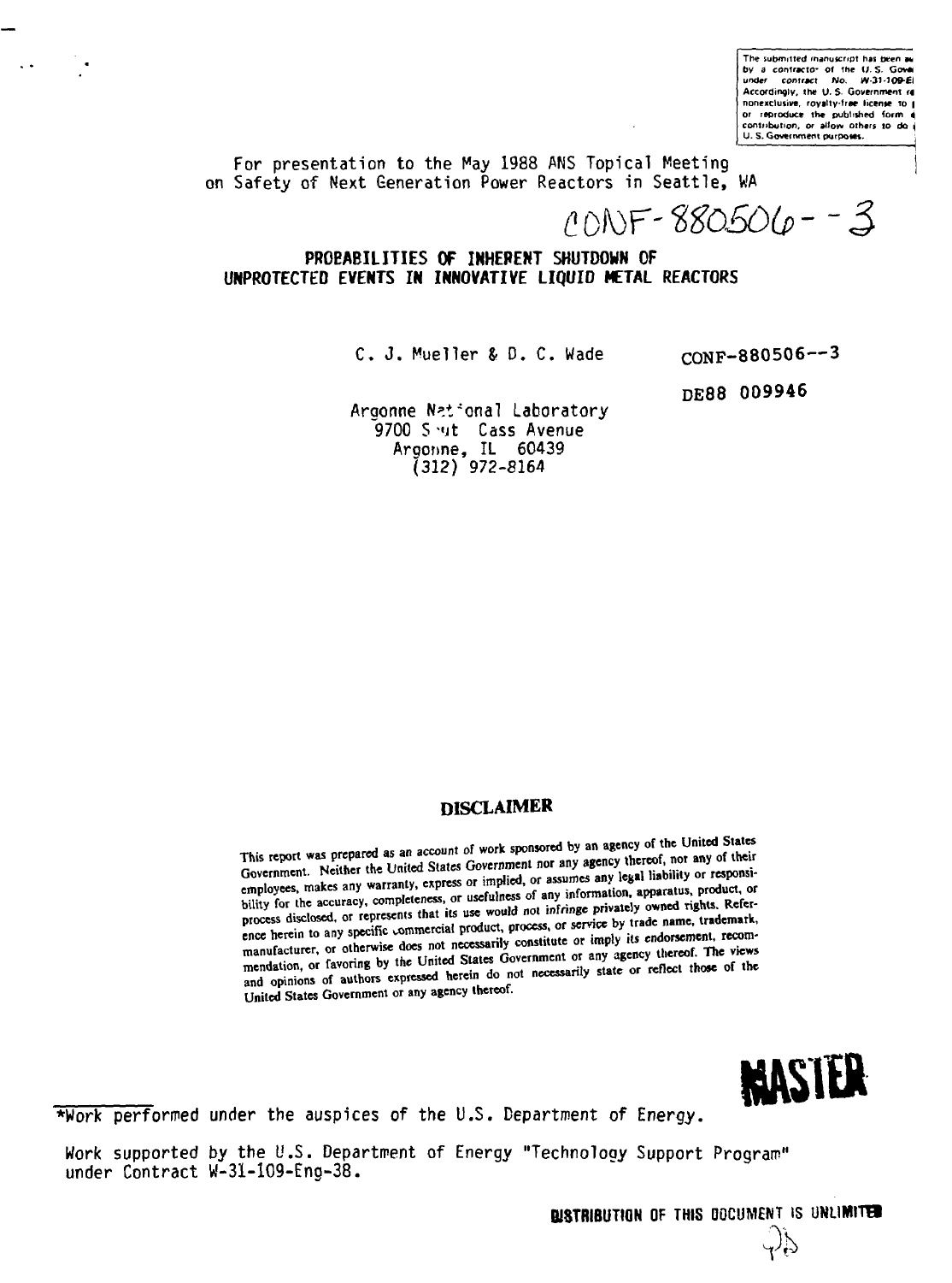The submitted manuscript has been authored by a contractor of the U.S. Government under contract No. W-31-109-ENG-38. Accordingly, the U.S. Government retains a nonexclusive, royalty-free license to publish or reproduce the published form of this contribution, or allow others to do so, for U.S. Government purposes.

For presentation to the May 1988 ANS Topical Meeting on Safety of Next Generation Power Reactors in Seattle, WA

CONF-880506--3

# PROBABILITIES OF INHERENT SHUTDOWN OF UNPROTECTED EVENTS IN INNOVATIVE LIQUID METAL REACTORS

C. J. Mueller & D. C. Wade

CONF-880506--3

DE88 009946

Argonne National Laboratory
9700 South Cass Avenue
Argonne, IL 60439
(312) 972-8164

## DISCLAIMER

This report was prepared as an account of work sponsored by an agency of the United States Government. Neither the United States Government nor any agency thereof, nor any of their employees, makes any warranty, express or implied, or assumes any legal liability or responsibility for the accuracy, completeness, or usefulness of any information, apparatus, product, or process disclosed, or represents that its use would not infringe privately owned rights. Reference herein to any specific commercial product, process, or service by trade name, trademark, manufacturer, or otherwise does not necessarily constitute or imply its endorsement, recommendation, or favoring by the United States Government or any agency thereof. The views and opinions of authors expressed herein do not necessarily state or reflect those of the United States Government or any agency thereof.

MASTER

*Work performed under the auspices of the U.S. Department of Energy.

Work supported by the U.S. Department of Energy "Technology Support Program" under Contract W-31-109-Eng-38.

DISTRIBUTION OF THIS DOCUMENT IS UNLIMITED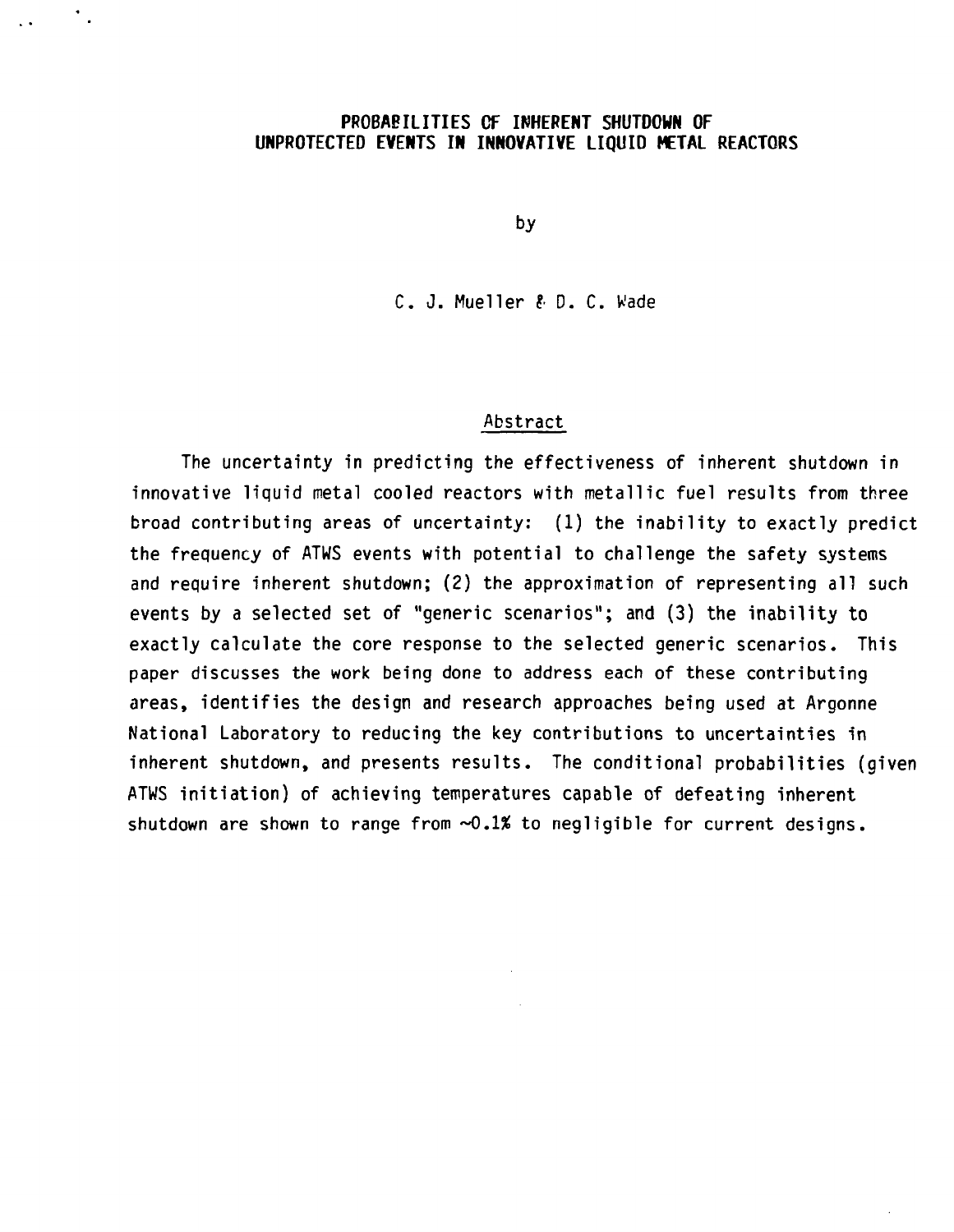# PROBABILITIES OF INHERENT SHUTDOWN OF UNPROTECTED EVENTS IN INNOVATIVE LIQUID METAL REACTORS

by

C. J. Mueller & D. C. Wade

## Abstract

The uncertainty in predicting the effectiveness of inherent shutdown in innovative liquid metal cooled reactors with metallic fuel results from three broad contributing areas of uncertainty: (1) the inability to exactly predict the frequency of ATWS events with potential to challenge the safety systems and require inherent shutdown; (2) the approximation of representing all such events by a selected set of "generic scenarios"; and (3) the inability to exactly calculate the core response to the selected generic scenarios. This paper discusses the work being done to address each of these contributing areas, identifies the design and research approaches being used at Argonne National Laboratory to reducing the key contributions to uncertainties in inherent shutdown, and presents results. The conditional probabilities (given ATWS initiation) of achieving temperatures capable of defeating inherent shutdown are shown to range from ~0.1% to negligible for current designs.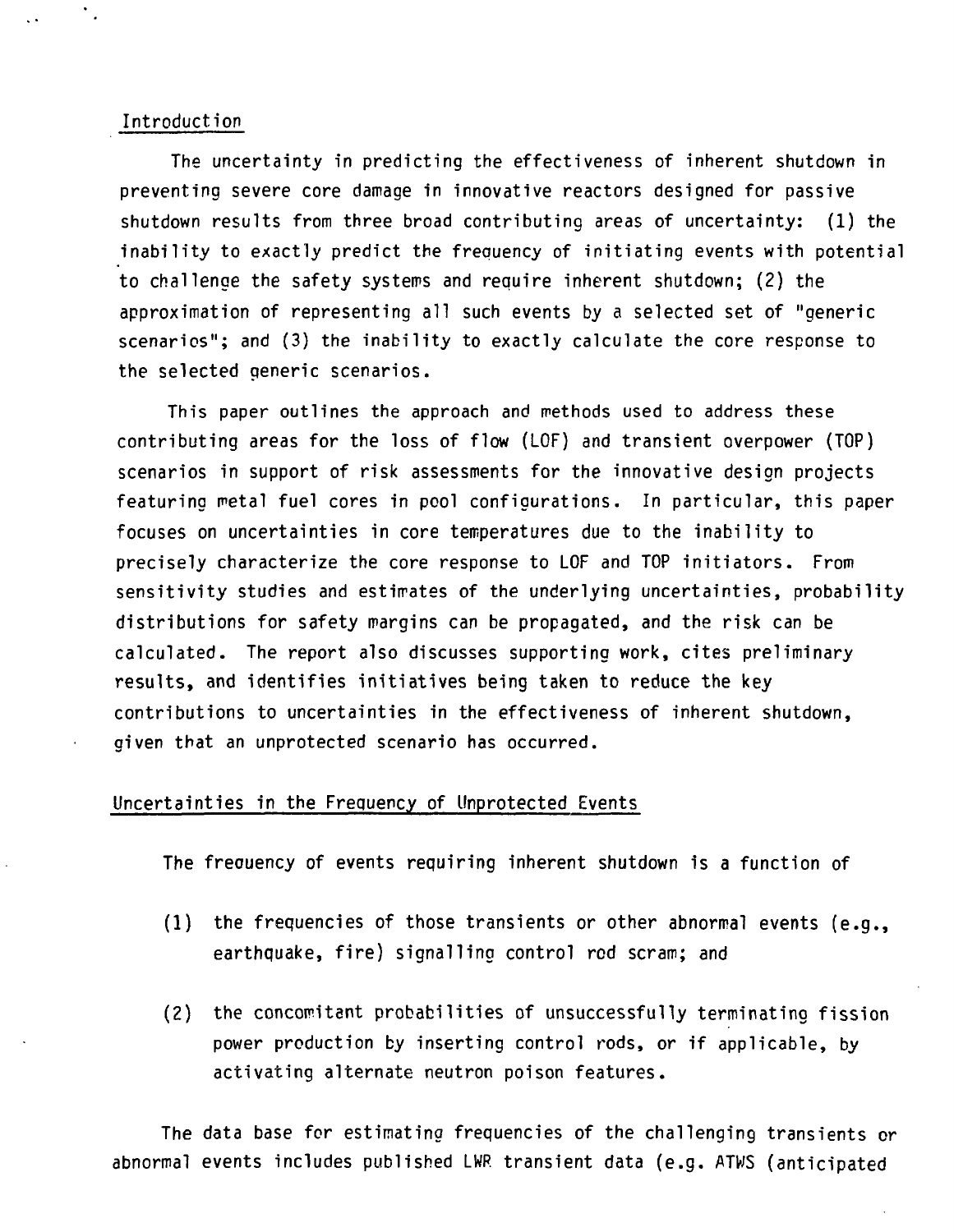## Introduction

The uncertainty in predicting the effectiveness of inherent shutdown in preventing severe core damage in innovative reactors designed for passive shutdown results from three broad contributing areas of uncertainty: (1) the inability to exactly predict the frequency of initiating events with potential to challenge the safety systems and require inherent shutdown; (2) the approximation of representing all such events by a selected set of "generic scenarios"; and (3) the inability to exactly calculate the core response to the selected generic scenarios.

This paper outlines the approach and methods used to address these contributing areas for the loss of flow (LOF) and transient overpower (TOP) scenarios in support of risk assessments for the innovative design projects featuring metal fuel cores in pool configurations. In particular, this paper focuses on uncertainties in core temperatures due to the inability to precisely characterize the core response to LOF and TOP initiators. From sensitivity studies and estimates of the underlying uncertainties, probability distributions for safety margins can be propagated, and the risk can be calculated. The report also discusses supporting work, cites preliminary results, and identifies initiatives being taken to reduce the key contributions to uncertainties in the effectiveness of inherent shutdown, given that an unprotected scenario has occurred.

## Uncertainties in the Frequency of Unprotected Events

The frequency of events requiring inherent shutdown is a function of

(1) the frequencies of those transients or other abnormal events (e.g., earthquake, fire) signalling control rod scram; and

(2) the concomitant probabilities of unsuccessfully terminating fission power production by inserting control rods, or if applicable, by activating alternate neutron poison features.

The data base for estimating frequencies of the challenging transients or abnormal events includes published LWR transient data (e.g. ATWS (anticipated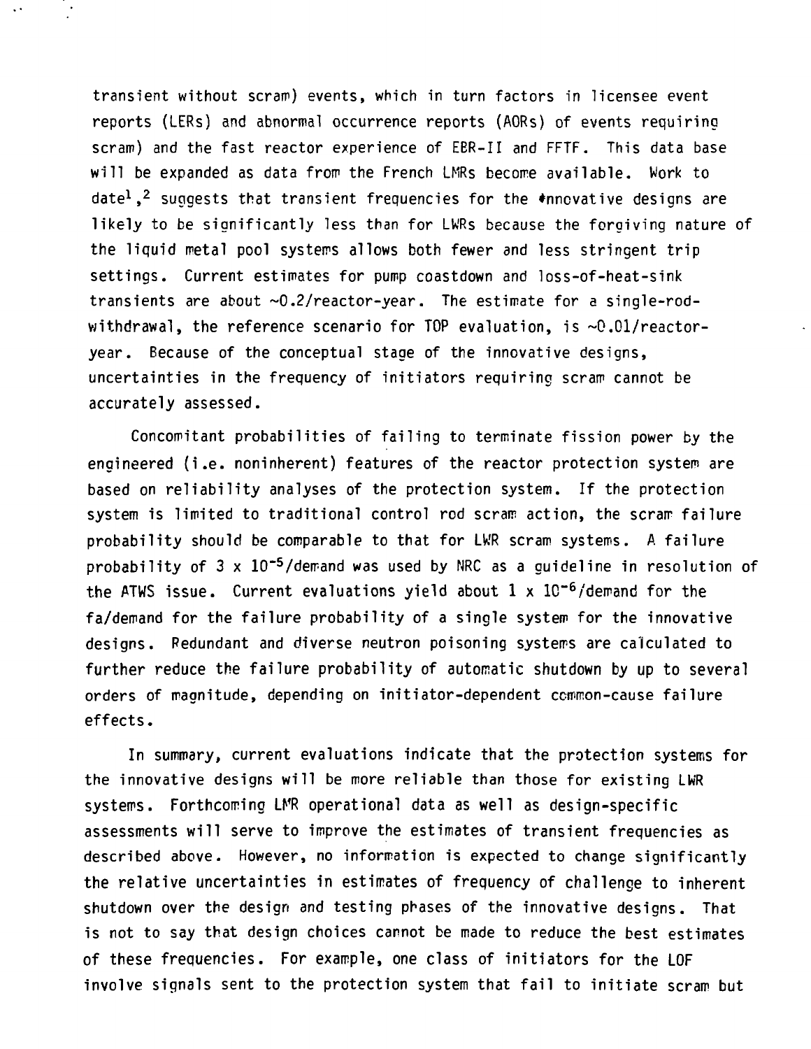transient without scram) events, which in turn factors in licensee event reports (LERs) and abnormal occurrence reports (AORs) of events requiring scram) and the fast reactor experience of EBR-II and FFTF. This data base will be expanded as data from the French LMRs become available. Work to date[1,2] suggests that transient frequencies for the innovative designs are likely to be significantly less than for LWRs because the forgiving nature of the liquid metal pool systems allows both fewer and less stringent trip settings. Current estimates for pump coastdown and loss-of-heat-sink transients are about ~0.2/reactor-year. The estimate for a single-rod-withdrawal, the reference scenario for TOP evaluation, is ~0.01/reactor-year. Because of the conceptual stage of the innovative designs, uncertainties in the frequency of initiators requiring scram cannot be accurately assessed.

Concomitant probabilities of failing to terminate fission power by the engineered (i.e. noninherent) features of the reactor protection system are based on reliability analyses of the protection system. If the protection system is limited to traditional control rod scram action, the scram failure probability should be comparable to that for LWR scram systems. A failure probability of $3 \times 10^{-5}$/demand was used by NRC as a guideline in resolution of the ATWS issue. Current evaluations yield about $1 \times 10^{-6}$/demand for the fa/demand for the failure probability of a single system for the innovative designs. Redundant and diverse neutron poisoning systems are calculated to further reduce the failure probability of automatic shutdown by up to several orders of magnitude, depending on initiator-dependent common-cause failure effects.

In summary, current evaluations indicate that the protection systems for the innovative designs will be more reliable than those for existing LWR systems. Forthcoming LMR operational data as well as design-specific assessments will serve to improve the estimates of transient frequencies as described above. However, no information is expected to change significantly the relative uncertainties in estimates of frequency of challenge to inherent shutdown over the design and testing phases of the innovative designs. That is not to say that design choices cannot be made to reduce the best estimates of these frequencies. For example, one class of initiators for the LOF involve signals sent to the protection system that fail to initiate scram but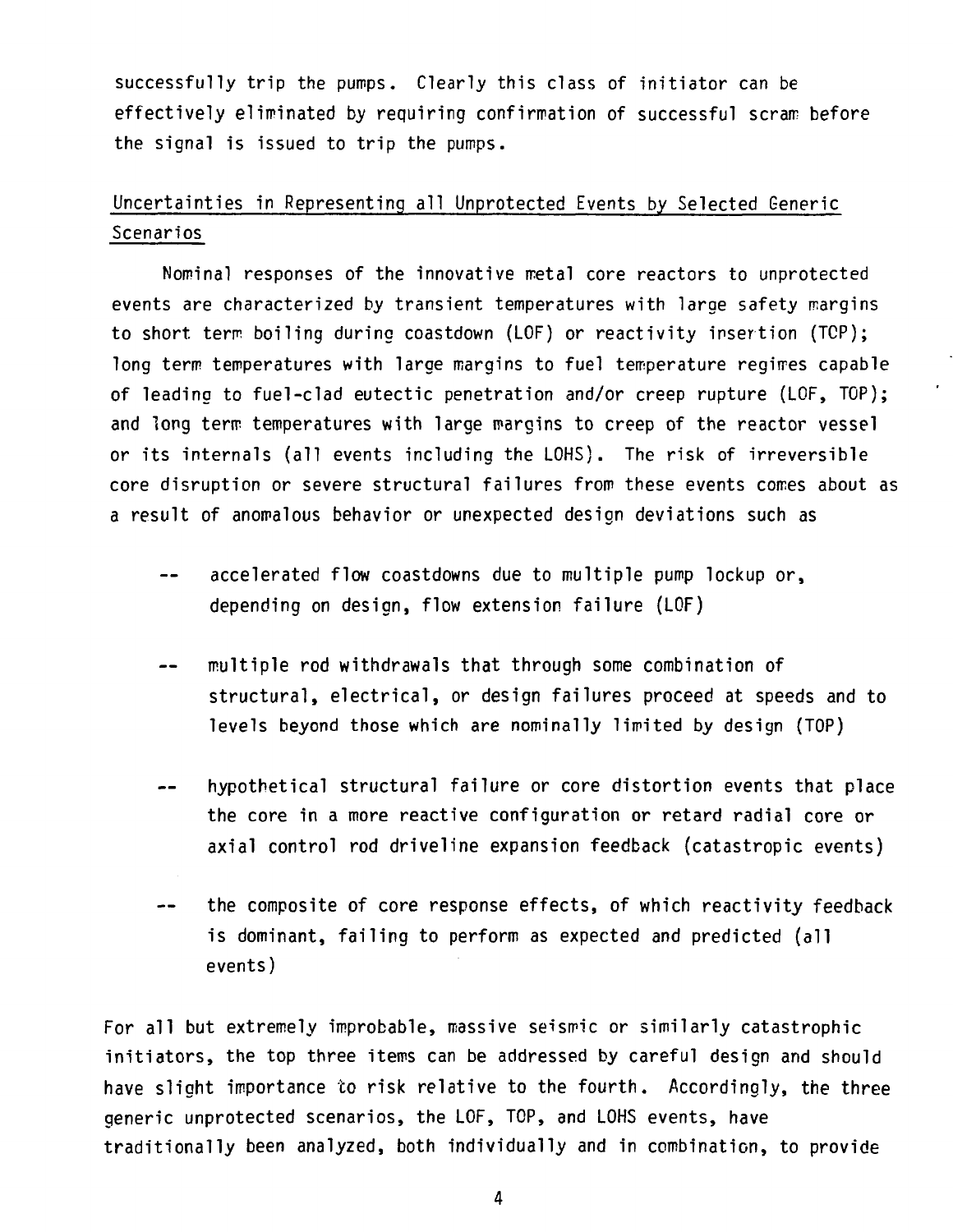successfully trip the pumps. Clearly this class of initiator can be effectively eliminated by requiring confirmation of successful scram before the signal is issued to trip the pumps.

## Uncertainties in Representing all Unprotected Events by Selected Generic Scenarios

Nominal responses of the innovative metal core reactors to unprotected events are characterized by transient temperatures with large safety margins to short term boiling during coastdown (LOF) or reactivity insertion (TOP); long term temperatures with large margins to fuel temperature regimes capable of leading to fuel-clad eutectic penetration and/or creep rupture (LOF, TOP); and long term temperatures with large margins to creep of the reactor vessel or its internals (all events including the LOHS). The risk of irreversible core disruption or severe structural failures from these events comes about as a result of anomalous behavior or unexpected design deviations such as

- accelerated flow coastdowns due to multiple pump lockup or, depending on design, flow extension failure (LOF)
- multiple rod withdrawals that through some combination of structural, electrical, or design failures proceed at speeds and to levels beyond those which are nominally limited by design (TOP)
- hypothetical structural failure or core distortion events that place the core in a more reactive configuration or retard radial core or axial control rod driveline expansion feedback (catastropic events)
- the composite of core response effects, of which reactivity feedback is dominant, failing to perform as expected and predicted (all events)

For all but extremely improbable, massive seismic or similarly catastrophic initiators, the top three items can be addressed by careful design and should have slight importance to risk relative to the fourth. Accordingly, the three generic unprotected scenarios, the LOF, TOP, and LOHS events, have traditionally been analyzed, both individually and in combination, to provide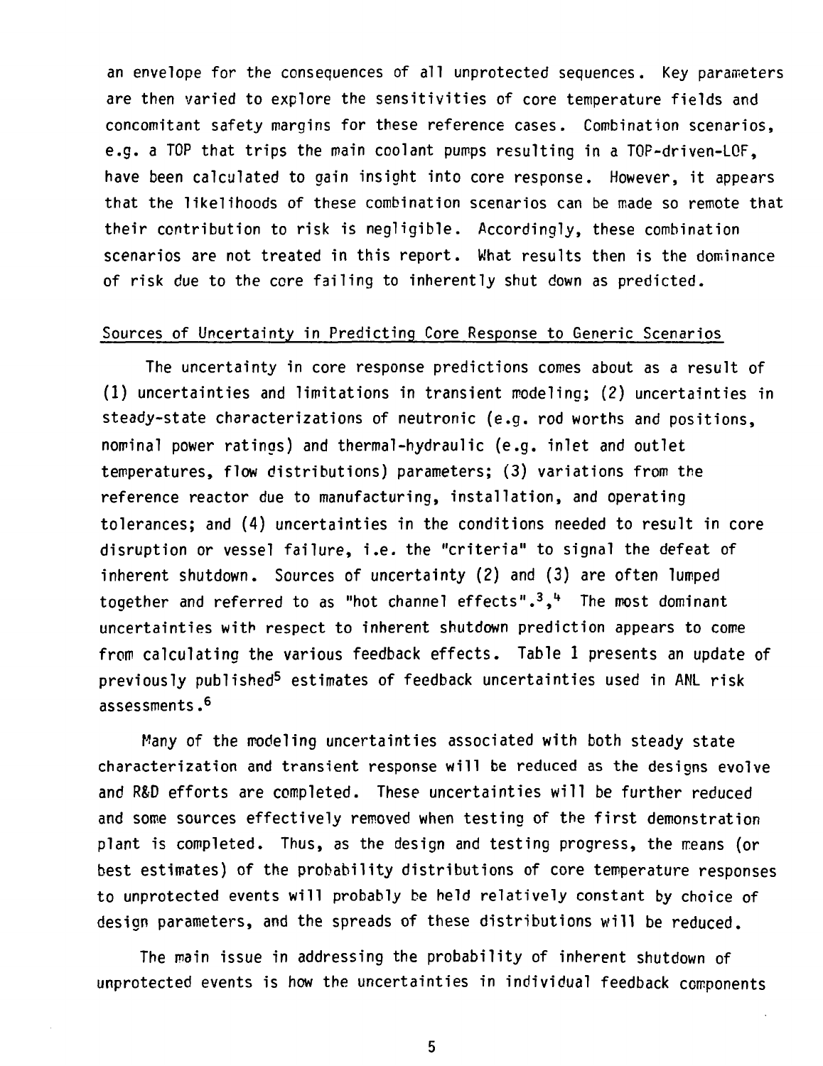an envelope for the consequences of all unprotected sequences. Key parameters are then varied to explore the sensitivities of core temperature fields and concomitant safety margins for these reference cases. Combination scenarios, e.g. a TOP that trips the main coolant pumps resulting in a TOP-driven-LOF, have been calculated to gain insight into core response. However, it appears that the likelihoods of these combination scenarios can be made so remote that their contribution to risk is negligible. Accordingly, these combination scenarios are not treated in this report. What results then is the dominance of risk due to the core failing to inherently shut down as predicted.

## Sources of Uncertainty in Predicting Core Response to Generic Scenarios

The uncertainty in core response predictions comes about as a result of (1) uncertainties and limitations in transient modeling; (2) uncertainties in steady-state characterizations of neutronic (e.g. rod worths and positions, nominal power ratings) and thermal-hydraulic (e.g. inlet and outlet temperatures, flow distributions) parameters; (3) variations from the reference reactor due to manufacturing, installation, and operating tolerances; and (4) uncertainties in the conditions needed to result in core disruption or vessel failure, i.e. the "criteria" to signal the defeat of inherent shutdown. Sources of uncertainty (2) and (3) are often lumped together and referred to as "hot channel effects".[3,4] The most dominant uncertainties with respect to inherent shutdown prediction appears to come from calculating the various feedback effects. Table 1 presents an update of previously published[5] estimates of feedback uncertainties used in ANL risk assessments.[6]

Many of the modeling uncertainties associated with both steady state characterization and transient response will be reduced as the designs evolve and R&D efforts are completed. These uncertainties will be further reduced and some sources effectively removed when testing of the first demonstration plant is completed. Thus, as the design and testing progress, the means (or best estimates) of the probability distributions of core temperature responses to unprotected events will probably be held relatively constant by choice of design parameters, and the spreads of these distributions will be reduced.

The main issue in addressing the probability of inherent shutdown of unprotected events is how the uncertainties in individual feedback components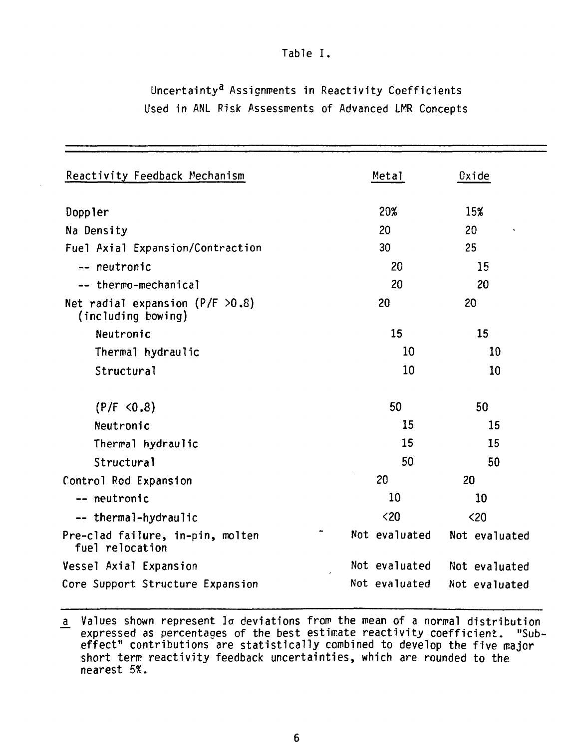Table I.

Uncertainty[a] Assignments in Reactivity Coefficients Used in ANL Risk Assessments of Advanced LMR Concepts

| Reactivity Feedback Mechanism | Metal | Oxide |
|---|---|---|
| Doppler | 20% | 15% |
| Na Density | 20 | 20 |
| Fuel Axial Expansion/Contraction | 30 | 25 |
| -- neutronic | 20 | 15 |
| -- thermo-mechanical | 20 | 20 |
| Net radial expansion (P/F >0.8) (including bowing) | 20 | 20 |
| Neutronic | 15 | 15 |
| Thermal hydraulic | 10 | 10 |
| Structural | 10 | 10 |
| (P/F <0.8) | 50 | 50 |
| Neutronic | 15 | 15 |
| Thermal hydraulic | 15 | 15 |
| Structural | 50 | 50 |
| Control Rod Expansion | 20 | 20 |
| -- neutronic | 10 | 10 |
| -- thermal-hydraulic | <20 | <20 |
| Pre-clad failure, in-pin, molten fuel relocation | Not evaluated | Not evaluated |
| Vessel Axial Expansion | Not evaluated | Not evaluated |
| Core Support Structure Expansion | Not evaluated | Not evaluated |

a Values shown represent $1\sigma$ deviations from the mean of a normal distribution expressed as percentages of the best estimate reactivity coefficient. "Sub-effect" contributions are statistically combined to develop the five major short term reactivity feedback uncertainties, which are rounded to the nearest 5%.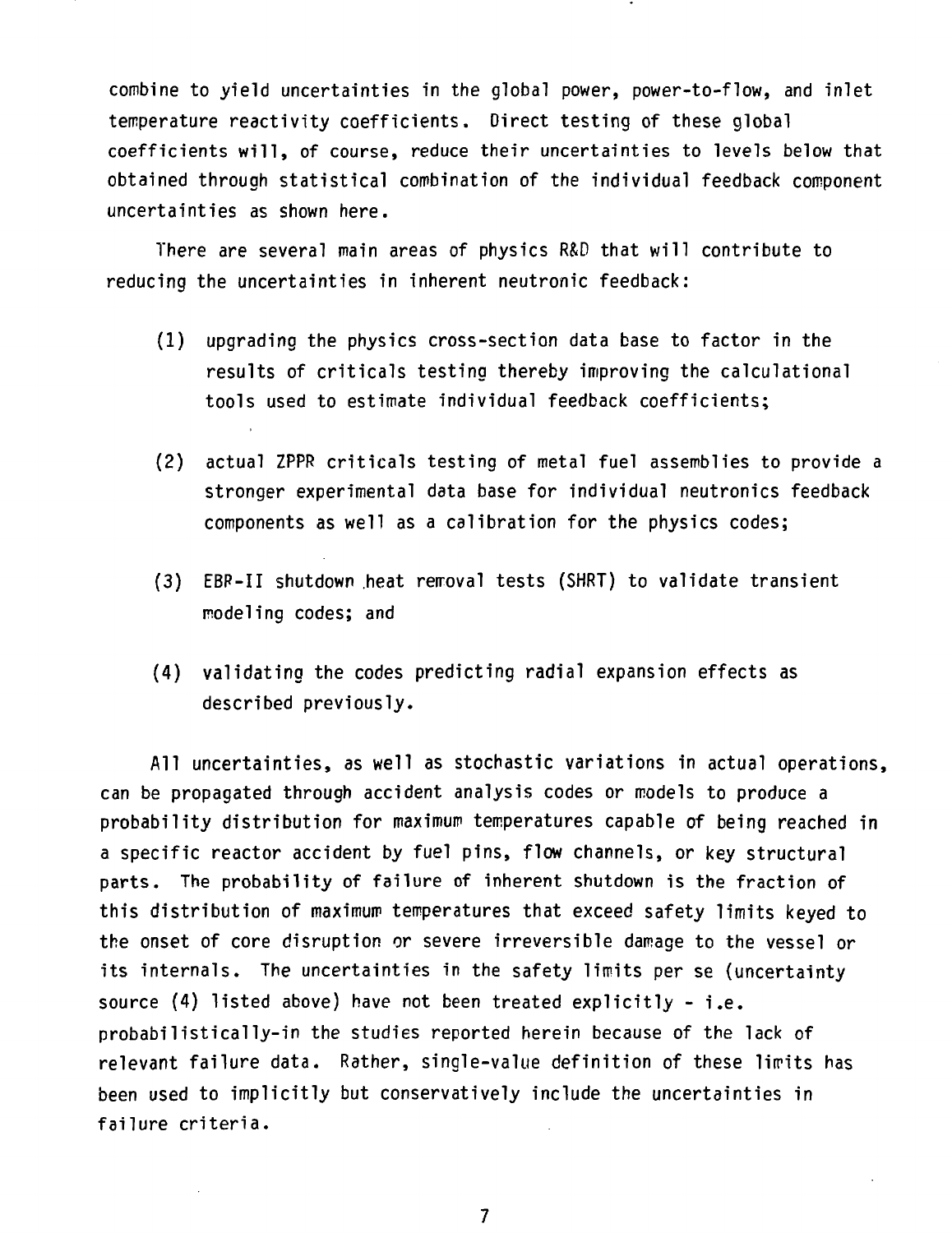combine to yield uncertainties in the global power, power-to-flow, and inlet temperature reactivity coefficients. Direct testing of these global coefficients will, of course, reduce their uncertainties to levels below that obtained through statistical combination of the individual feedback component uncertainties as shown here.

There are several main areas of physics R&D that will contribute to reducing the uncertainties in inherent neutronic feedback:

(1) upgrading the physics cross-section data base to factor in the results of criticals testing thereby improving the calculational tools used to estimate individual feedback coefficients;

(2) actual ZPPR criticals testing of metal fuel assemblies to provide a stronger experimental data base for individual neutronics feedback components as well as a calibration for the physics codes;

(3) EBR-II shutdown heat removal tests (SHRT) to validate transient modeling codes; and

(4) validating the codes predicting radial expansion effects as described previously.

All uncertainties, as well as stochastic variations in actual operations, can be propagated through accident analysis codes or models to produce a probability distribution for maximum temperatures capable of being reached in a specific reactor accident by fuel pins, flow channels, or key structural parts. The probability of failure of inherent shutdown is the fraction of this distribution of maximum temperatures that exceed safety limits keyed to the onset of core disruption or severe irreversible damage to the vessel or its internals. The uncertainties in the safety limits per se (uncertainty source (4) listed above) have not been treated explicitly - i.e. probabilistically-in the studies reported herein because of the lack of relevant failure data. Rather, single-value definition of these limits has been used to implicitly but conservatively include the uncertainties in failure criteria.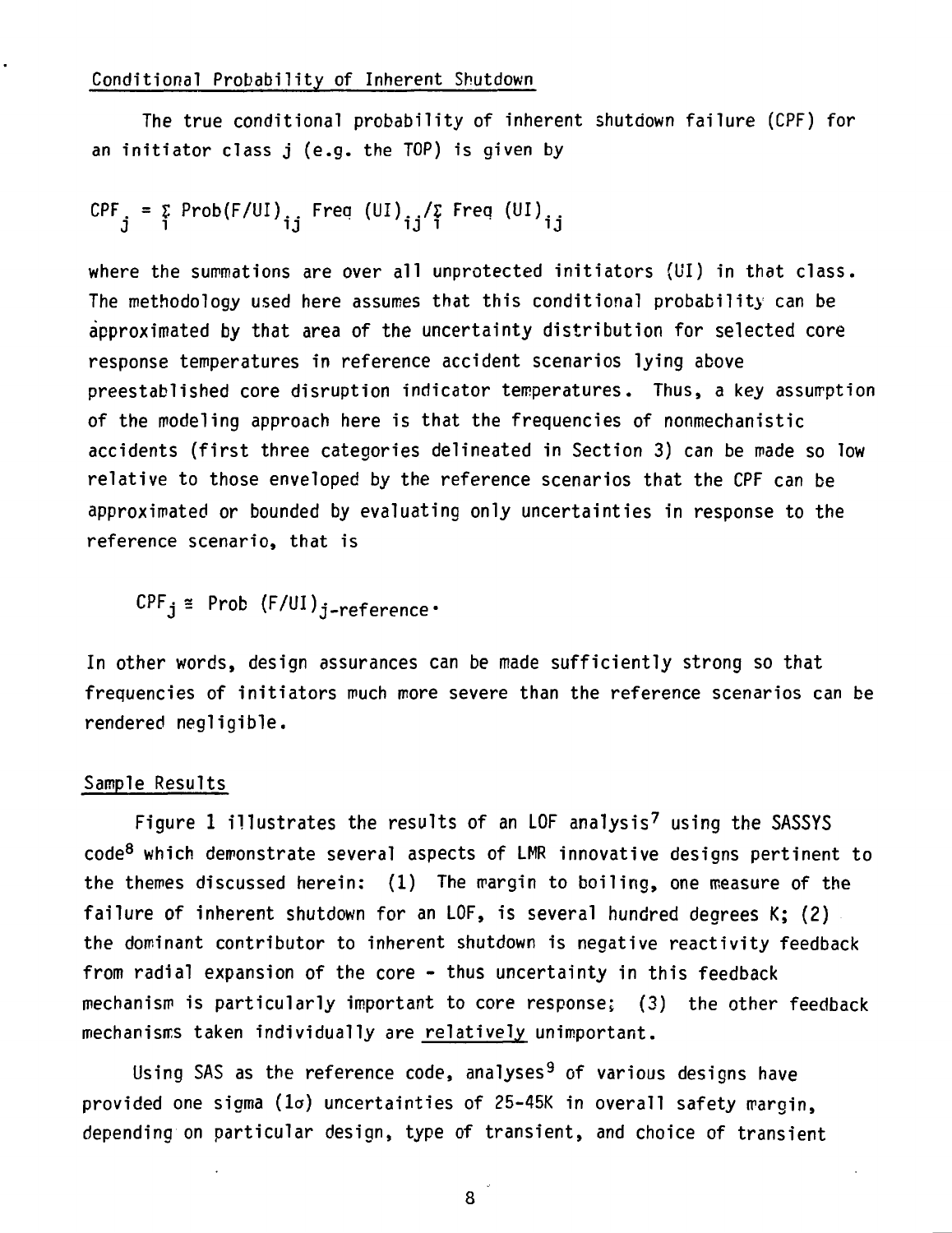## Conditional Probability of Inherent Shutdown

The true conditional probability of inherent shutdown failure (CPF) for an initiator class j (e.g. the TOP) is given by

$$CPF_j = \sum_i \text{Prob}(F/UI)_{ij} \text{ Freq } (UI)_{ij} / \sum_i \text{Freq } (UI)_{ij}$$

where the summations are over all unprotected initiators (UI) in that class. The methodology used here assumes that this conditional probability can be approximated by that area of the uncertainty distribution for selected core response temperatures in reference accident scenarios lying above preestablished core disruption indicator temperatures. Thus, a key assumption of the modeling approach here is that the frequencies of nonmechanistic accidents (first three categories delineated in Section 3) can be made so low relative to those enveloped by the reference scenarios that the CPF can be approximated or bounded by evaluating only uncertainties in response to the reference scenario, that is

$$CPF_j \cong \text{Prob } (F/UI)_{j\text{-reference}}.$$

In other words, design assurances can be made sufficiently strong so that frequencies of initiators much more severe than the reference scenarios can be rendered negligible.

## Sample Results

Figure 1 illustrates the results of an LOF analysis[7] using the SASSYS code[8] which demonstrate several aspects of LMR innovative designs pertinent to the themes discussed herein: (1) The margin to boiling, one measure of the failure of inherent shutdown for an LOF, is several hundred degrees K; (2) the dominant contributor to inherent shutdown is negative reactivity feedback from radial expansion of the core - thus uncertainty in this feedback mechanism is particularly important to core response; (3) the other feedback mechanisms taken individually are <u>relatively</u> unimportant.

Using SAS as the reference code, analyses[9] of various designs have provided one sigma ($1\sigma$) uncertainties of 25-45K in overall safety margin, depending on particular design, type of transient, and choice of transient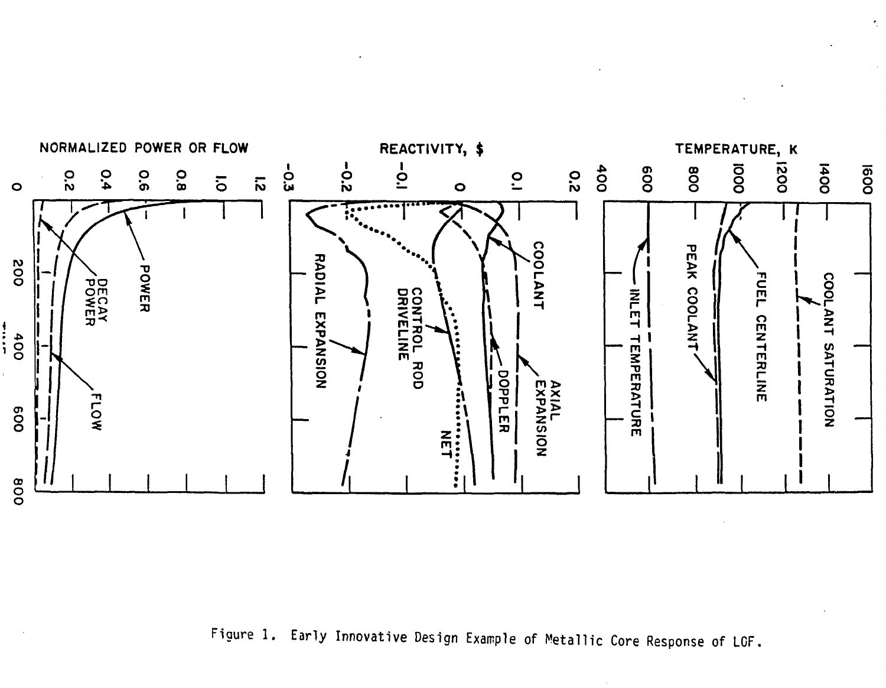Figure 1. Early Innovative Design Example of Metallic Core Response of LOF.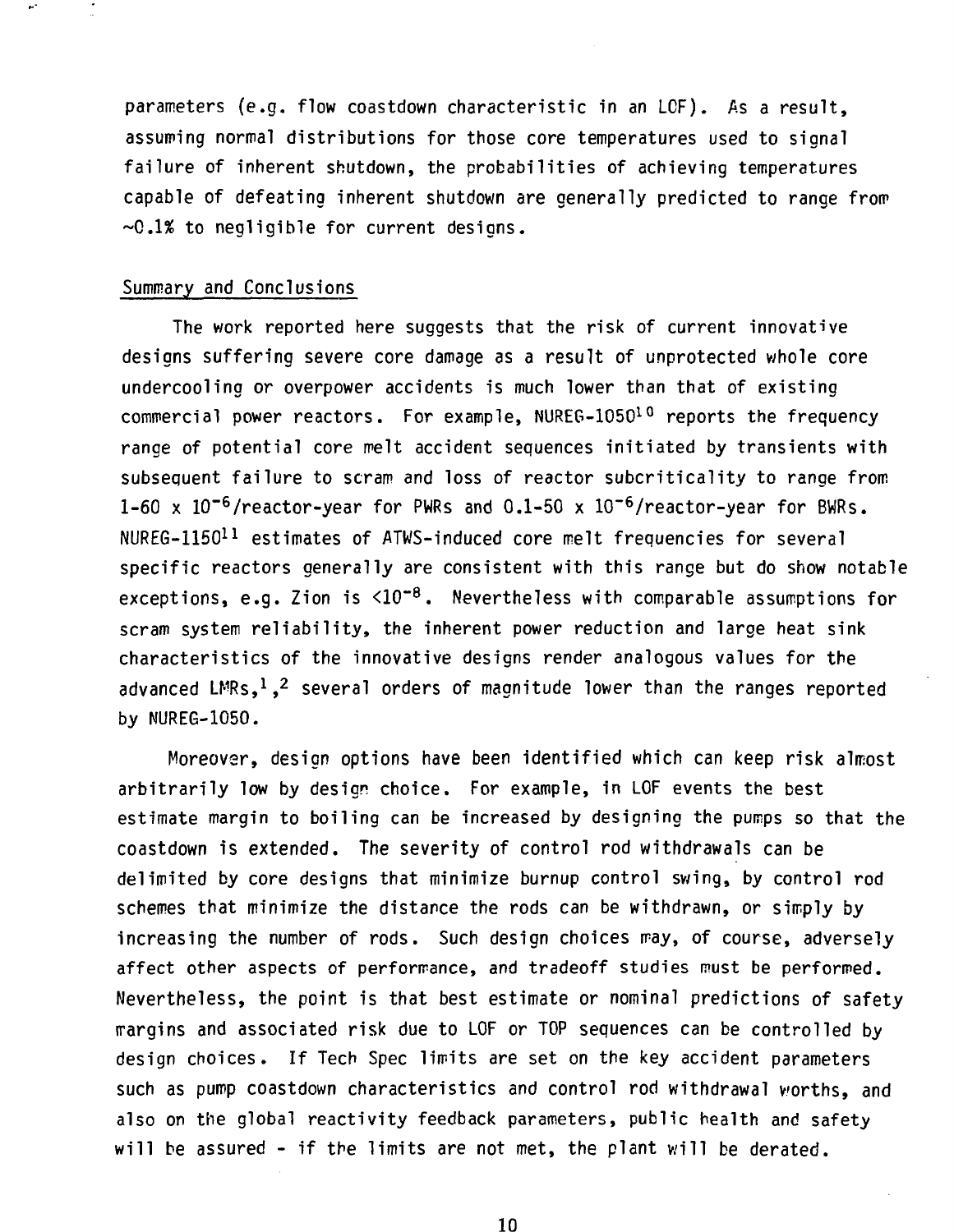parameters (e.g. flow coastdown characteristic in an LOF). As a result, assuming normal distributions for those core temperatures used to signal failure of inherent shutdown, the probabilities of achieving temperatures capable of defeating inherent shutdown are generally predicted to range from ~0.1% to negligible for current designs.

## Summary and Conclusions

The work reported here suggests that the risk of current innovative designs suffering severe core damage as a result of unprotected whole core undercooling or overpower accidents is much lower than that of existing commercial power reactors. For example, NUREG-1050[10] reports the frequency range of potential core melt accident sequences initiated by transients with subsequent failure to scram and loss of reactor subcriticality to range from 1-60 x $10^{-6}$/reactor-year for PWRs and 0.1-50 x $10^{-6}$/reactor-year for BWRs. NUREG-1150[11] estimates of ATWS-induced core melt frequencies for several specific reactors generally are consistent with this range but do show notable exceptions, e.g. Zion is $<10^{-8}$. Nevertheless with comparable assumptions for scram system reliability, the inherent power reduction and large heat sink characteristics of the innovative designs render analogous values for the advanced LMRs,[1,2] several orders of magnitude lower than the ranges reported by NUREG-1050.

Moreover, design options have been identified which can keep risk almost arbitrarily low by design choice. For example, in LOF events the best estimate margin to boiling can be increased by designing the pumps so that the coastdown is extended. The severity of control rod withdrawals can be delimited by core designs that minimize burnup control swing, by control rod schemes that minimize the distance the rods can be withdrawn, or simply by increasing the number of rods. Such design choices may, of course, adversely affect other aspects of performance, and tradeoff studies must be performed. Nevertheless, the point is that best estimate or nominal predictions of safety margins and associated risk due to LOF or TOP sequences can be controlled by design choices. If Tech Spec limits are set on the key accident parameters such as pump coastdown characteristics and control rod withdrawal worths, and also on the global reactivity feedback parameters, public health and safety will be assured - if the limits are not met, the plant will be derated.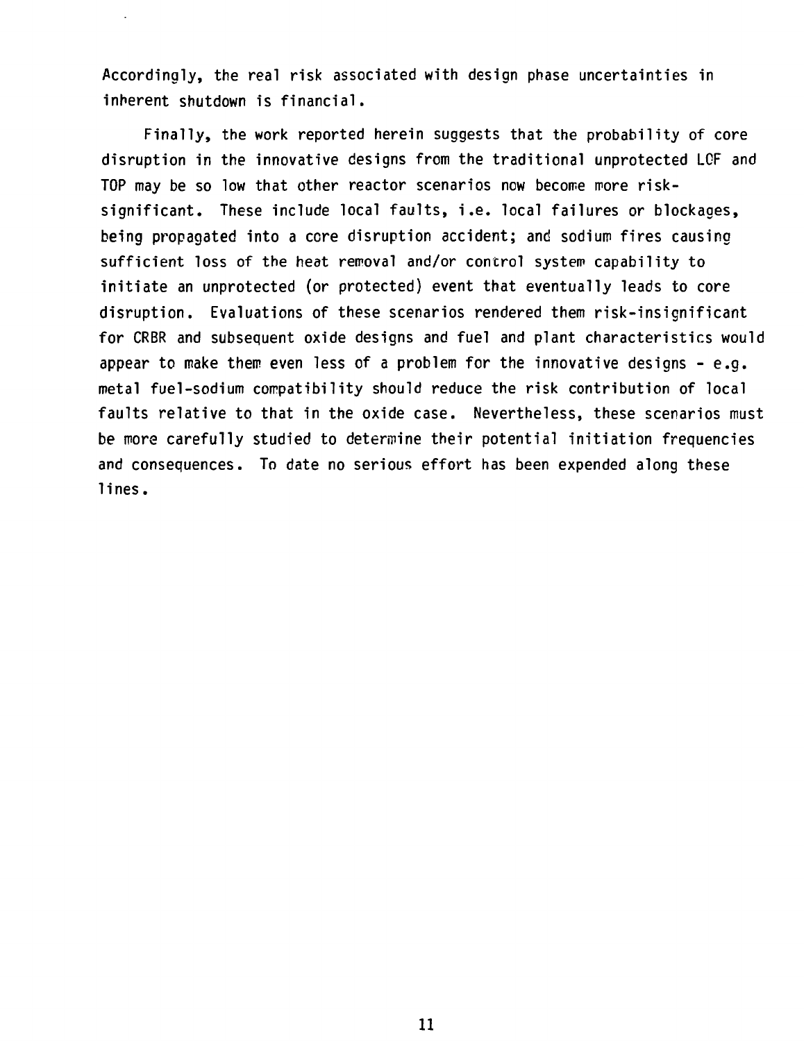Accordingly, the real risk associated with design phase uncertainties in inherent shutdown is financial.

Finally, the work reported herein suggests that the probability of core disruption in the innovative designs from the traditional unprotected LOF and TOP may be so low that other reactor scenarios now become more risk-significant. These include local faults, i.e. local failures or blockages, being propagated into a core disruption accident; and sodium fires causing sufficient loss of the heat removal and/or control system capability to initiate an unprotected (or protected) event that eventually leads to core disruption. Evaluations of these scenarios rendered them risk-insignificant for CRBR and subsequent oxide designs and fuel and plant characteristics would appear to make them even less of a problem for the innovative designs - e.g. metal fuel-sodium compatibility should reduce the risk contribution of local faults relative to that in the oxide case. Nevertheless, these scenarios must be more carefully studied to determine their potential initiation frequencies and consequences. To date no serious effort has been expended along these lines.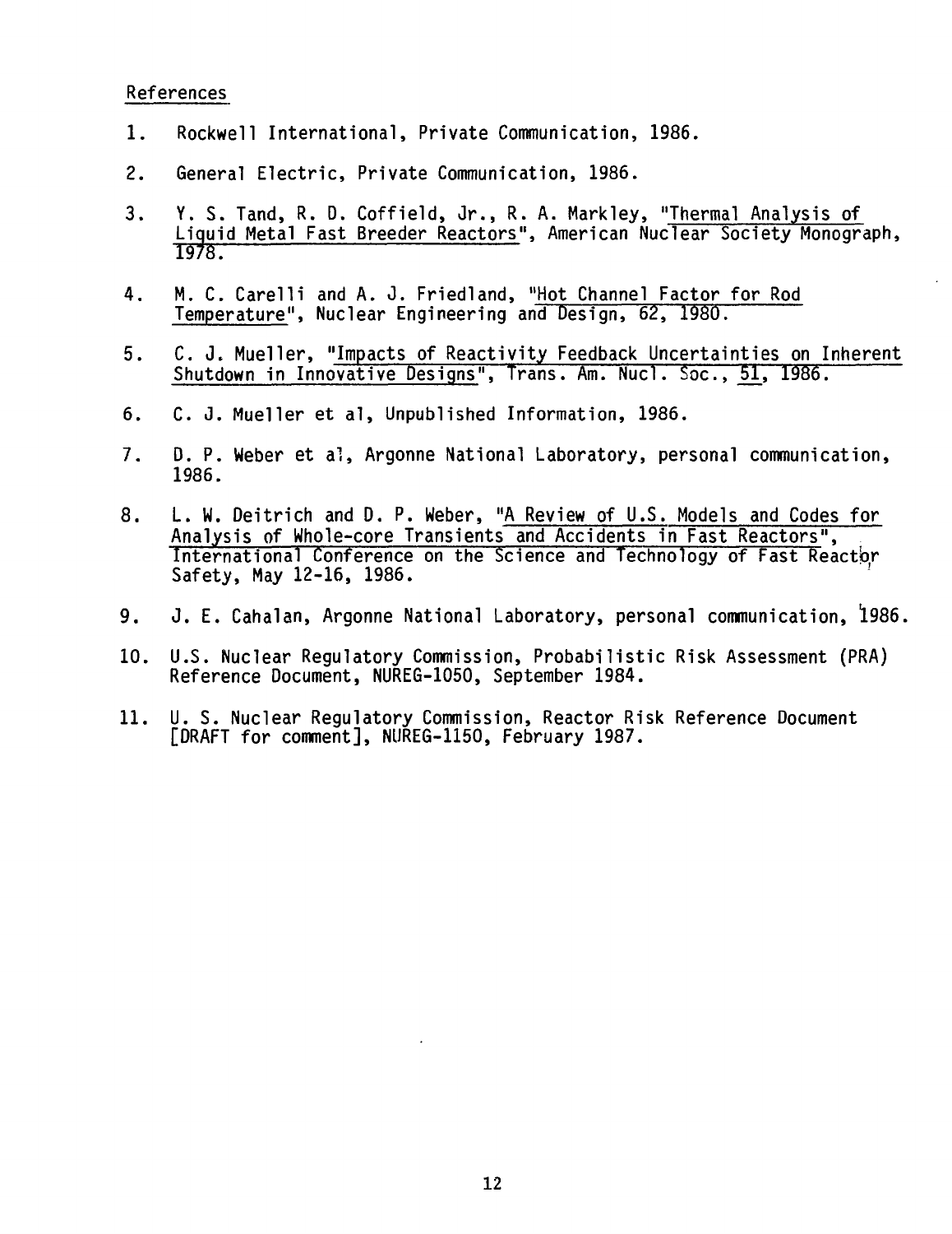References

1. Rockwell International, Private Communication, 1986.

2. General Electric, Private Communication, 1986.

3. Y. S. Tand, R. D. Coffield, Jr., R. A. Markley, "Thermal Analysis of Liquid Metal Fast Breeder Reactors", American Nuclear Society Monograph, 1978.

4. M. C. Carelli and A. J. Friedland, "Hot Channel Factor for Rod Temperature", Nuclear Engineering and Design, 62, 1980.

5. C. J. Mueller, "Impacts of Reactivity Feedback Uncertainties on Inherent Shutdown in Innovative Designs", Trans. Am. Nucl. Soc., 51, 1986.

6. C. J. Mueller et al, Unpublished Information, 1986.

7. D. P. Weber et al, Argonne National Laboratory, personal communication, 1986.

8. L. W. Deitrich and D. P. Weber, "A Review of U.S. Models and Codes for Analysis of Whole-core Transients and Accidents in Fast Reactors", International Conference on the Science and Technology of Fast Reactor Safety, May 12-16, 1986.

9. J. E. Cahalan, Argonne National Laboratory, personal communication, 1986.

10. U.S. Nuclear Regulatory Commission, Probabilistic Risk Assessment (PRA) Reference Document, NUREG-1050, September 1984.

11. U. S. Nuclear Regulatory Commission, Reactor Risk Reference Document [DRAFT for comment], NUREG-1150, February 1987.